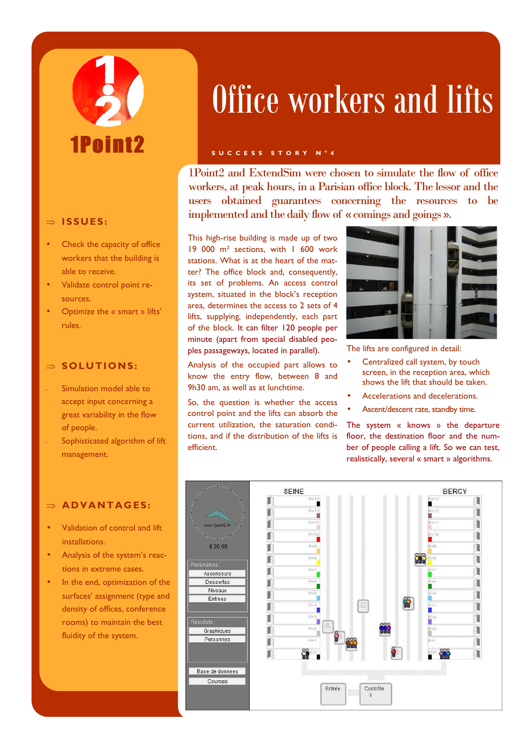1Point2

# Office workers and lifts

SUCCESS STORY N°4

**1Point2 and ExtendSim were chosen to simulate the flow of office workers, at peak hours, in a Parisian office block. The lessor and the users obtained guarantees concerning the resources to be implemented and the daily flow of « comings and goings ».**

## ⇒ ISSUES:

- Check the capacity of office workers that the building is able to receive.
- Validate control point resources.
- Optimize the « smart » lifts' rules.

## ⇒ SOLUTIONS:

- Simulation model able to accept input concerning a great variability in the flow of people.
- Sophisticated algorithm of lift management.

## ⇒ ADVANTAGES:

- Validation of control and lift installations.
- Analysis of the system's reactions in extreme cases.
- In the end, optimization of the surfaces' assignment (type and density of offices, conference rooms) to maintain the best fluidity of the system.

This high-rise building is made up of two 19 000 m² sections, with 1 600 work stations. What is at the heart of the matter? The office block and, consequently, its set of problems. An access control system, situated in the block's reception area, determines the access to 2 sets of 4 lifts, supplying, independently, each part of the block. It can filter 120 people per minute (apart from special disabled peoples passageways, located in parallel).

Analysis of the occupied part allows to know the entry flow, between 8 and 9h30 am, as well as at lunchtime.

So, the question is whether the access control point and the lifts can absorb the current utilization, the saturation conditions, and if the distribution of the lifts is efficient.

The lifts are configured in detail:

- Centralized call system, by touch screen, in the reception area, which shows the lift that should be taken.
- Accelerations and decelerations.
- Ascent/descent rate, standby time.

The system « knows » the departure floor, the destination floor and the number of people calling a lift. So we can test, realistically, several « smart » algorithms.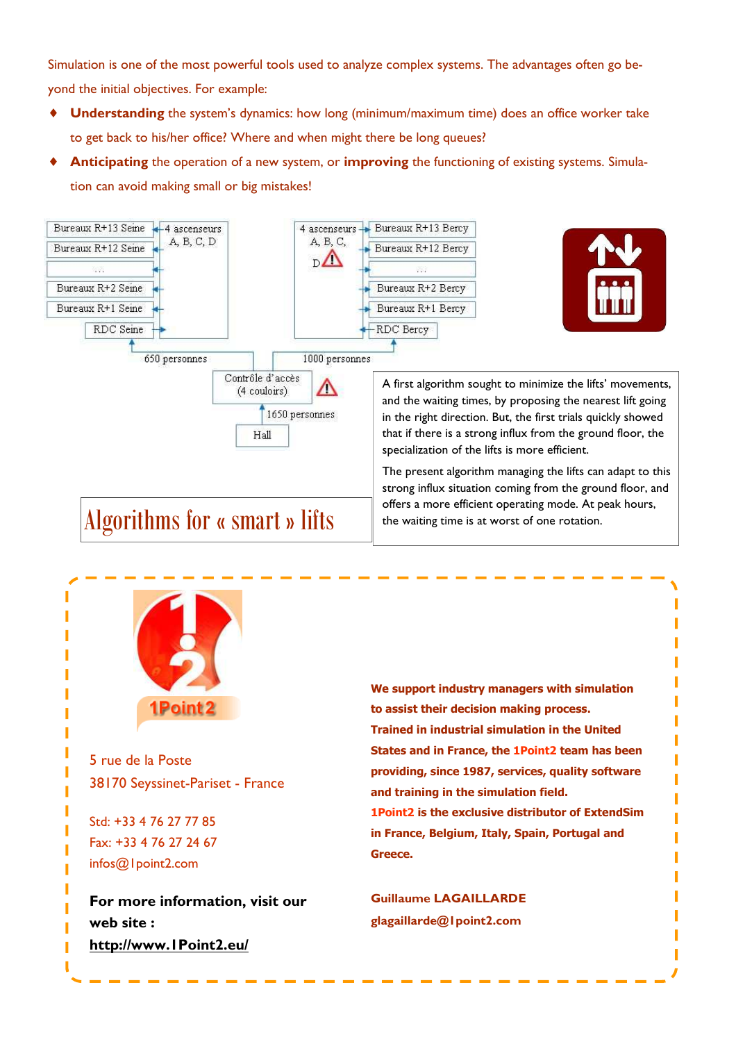Simulation is one of the most powerful tools used to analyze complex systems. The advantages often go beyond the initial objectives. For example:

- **Understanding** the system's dynamics: how long (minimum/maximum time) does an office worker take to get back to his/her office? Where and when might there be long queues?
- **Anticipating** the operation of a new system, or **improving** the functioning of existing systems. Simulation can avoid making small or big mistakes!

Bureaux R+13 Seine
Bureaux R+12 Seine
...
Bureaux R+2 Seine
Bureaux R+1 Seine
RDC Seine
4 ascenseurs A, B, C, D
650 personnes

4 ascenseurs A, B, C, D
Bureaux R+13 Bercy
Bureaux R+12 Bercy
...
Bureaux R+2 Bercy
Bureaux R+1 Bercy
RDC Bercy
1000 personnes

Contrôle d'accès (4 couloirs)
1650 personnes
Hall

# Algorithms for « smart » lifts

A first algorithm sought to minimize the lifts' movements, and the waiting times, by proposing the nearest lift going in the right direction. But, the first trials quickly showed that if there is a strong influx from the ground floor, the specialization of the lifts is more efficient.

The present algorithm managing the lifts can adapt to this strong influx situation coming from the ground floor, and offers a more efficient operating mode. At peak hours, the waiting time is at worst of one rotation.

1Point2

5 rue de la Poste
38170 Seyssinet-Pariset - France

Std: +33 4 76 27 77 85
Fax: +33 4 76 27 24 67
infos@1point2.com

**For more information, visit our web site :**
**http://www.1Point2.eu/**

**We support industry managers with simulation to assist their decision making process.**
**Trained in industrial simulation in the United States and in France, the 1Point2 team has been providing, since 1987, services, quality software and training in the simulation field.**
**1Point2 is the exclusive distributor of ExtendSim in France, Belgium, Italy, Spain, Portugal and Greece.**

**Guillaume LAGAILLARDE**
**glagaillarde@1point2.com**